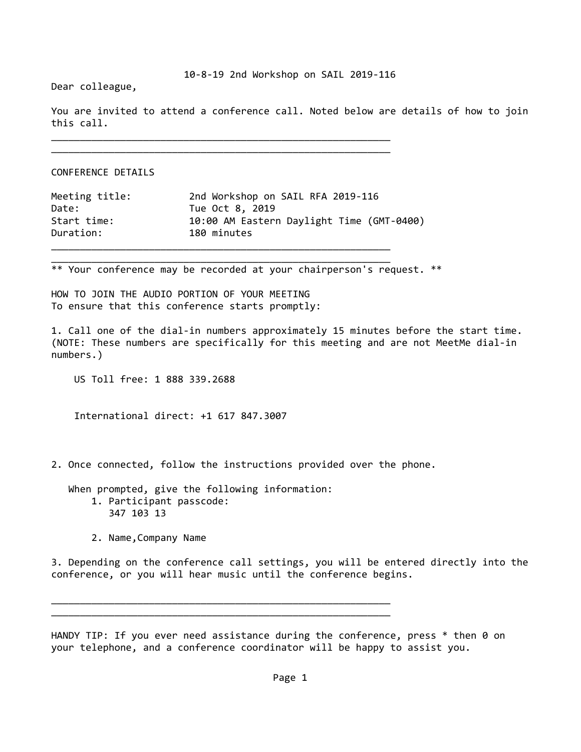10-8-19 2nd Workshop on SAIL 2019-116

Dear colleague,

You are invited to attend a conference call. Noted below are details of how to join this call.

---

---

CONFERENCE DETAILS

| | |
|---|---|
| Meeting title: | 2nd Workshop on SAIL RFA 2019-116 |
| Date: | Tue Oct 8, 2019 |
| Start time: | 10:00 AM Eastern Daylight Time (GMT-0400) |
| Duration: | 180 minutes |

---

---

** Your conference may be recorded at your chairperson's request. **

HOW TO JOIN THE AUDIO PORTION OF YOUR MEETING

To ensure that this conference starts promptly:

1. Call one of the dial-in numbers approximately 15 minutes before the start time. (NOTE: These numbers are specifically for this meeting and are not MeetMe dial-in numbers.)

   US Toll free: 1 888 339.2688

   International direct: +1 617 847.3007

2. Once connected, follow the instructions provided over the phone.

   When prompted, give the following information:
   1. Participant passcode:
      347 103 13
   2. Name,Company Name

3. Depending on the conference call settings, you will be entered directly into the conference, or you will hear music until the conference begins.

---

---

HANDY TIP: If you ever need assistance during the conference, press * then 0 on your telephone, and a conference coordinator will be happy to assist you.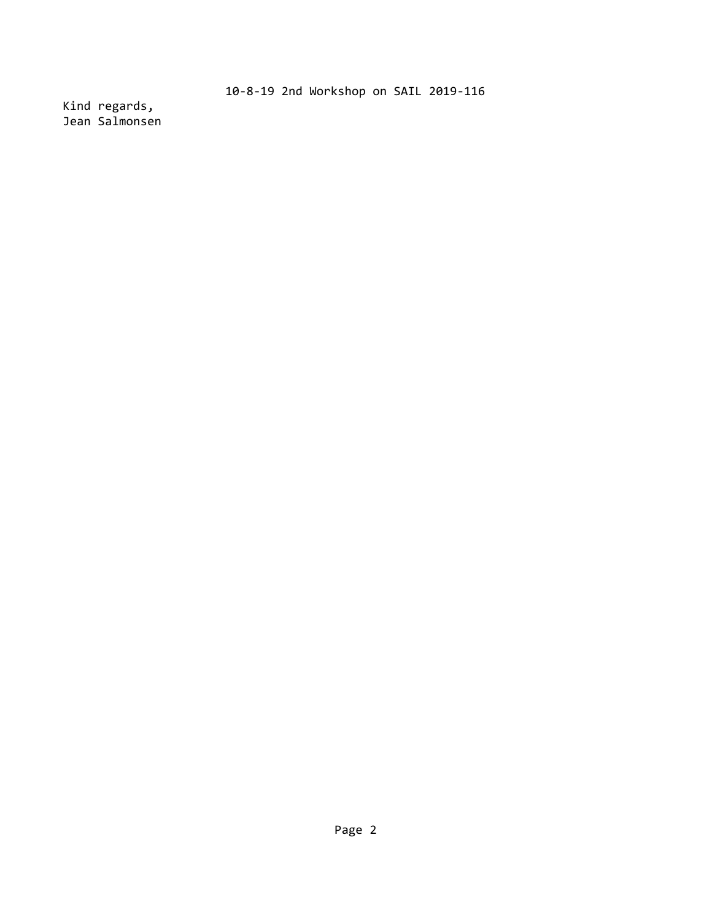Kind regards,
Jean Salmonsen